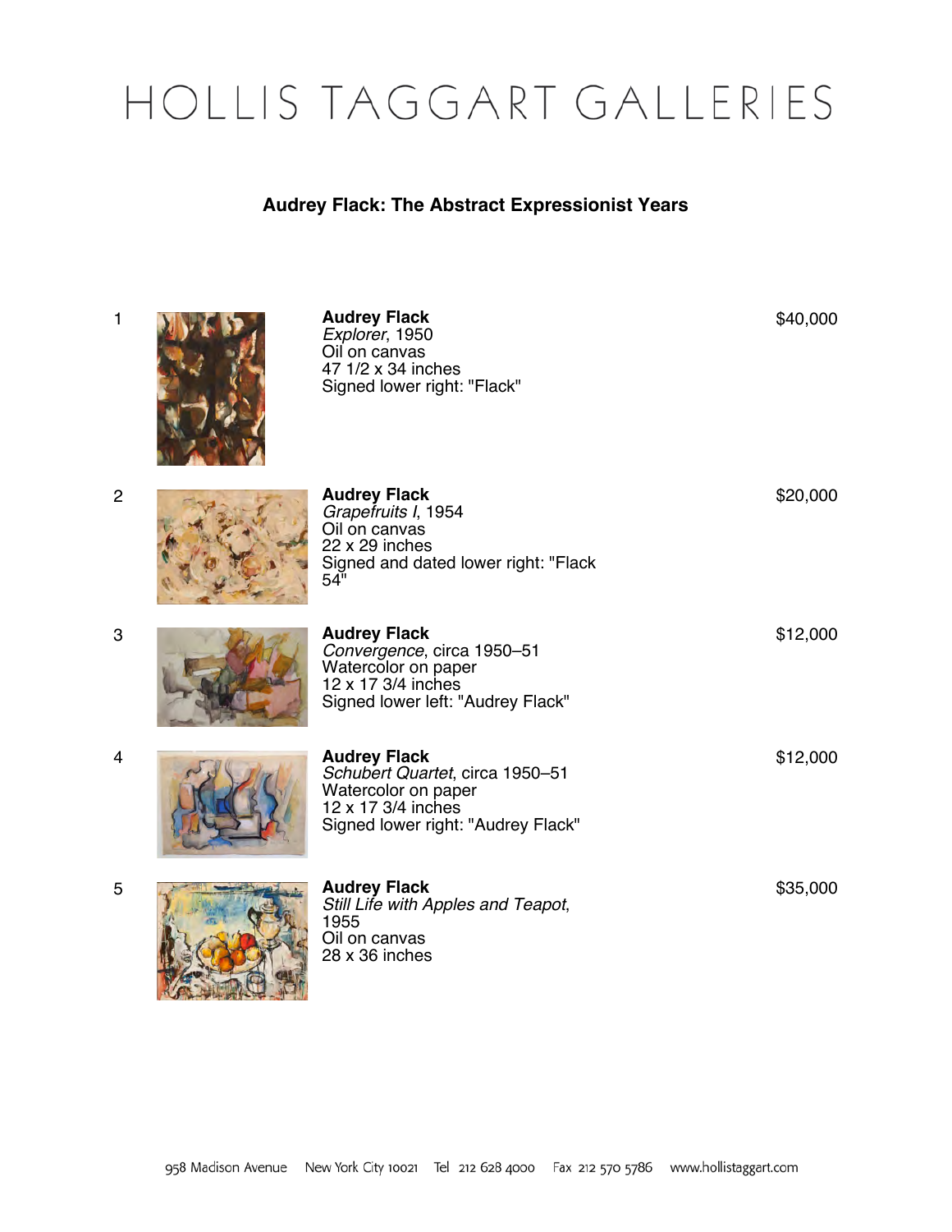# HOLLIS TAGGART GALLERIES

## Audrey Flack: The Abstract Expressionist Years

1

**Audrey Flack**
*Explorer*, 1950
Oil on canvas
47 1/2 x 34 inches
Signed lower right: "Flack"

$40,000

2

**Audrey Flack**
*Grapefruits I*, 1954
Oil on canvas
22 x 29 inches
Signed and dated lower right: "Flack 54"

$20,000

3

**Audrey Flack**
*Convergence*, circa 1950–51
Watercolor on paper
12 x 17 3/4 inches
Signed lower left: "Audrey Flack"

$12,000

4

**Audrey Flack**
*Schubert Quartet*, circa 1950–51
Watercolor on paper
12 x 17 3/4 inches
Signed lower right: "Audrey Flack"

$12,000

5

**Audrey Flack**
*Still Life with Apples and Teapot*, 1955
Oil on canvas
28 x 36 inches

$35,000

958 Madison Avenue New York City 10021 Tel 212 628 4000 Fax 212 570 5786 www.hollistaggart.com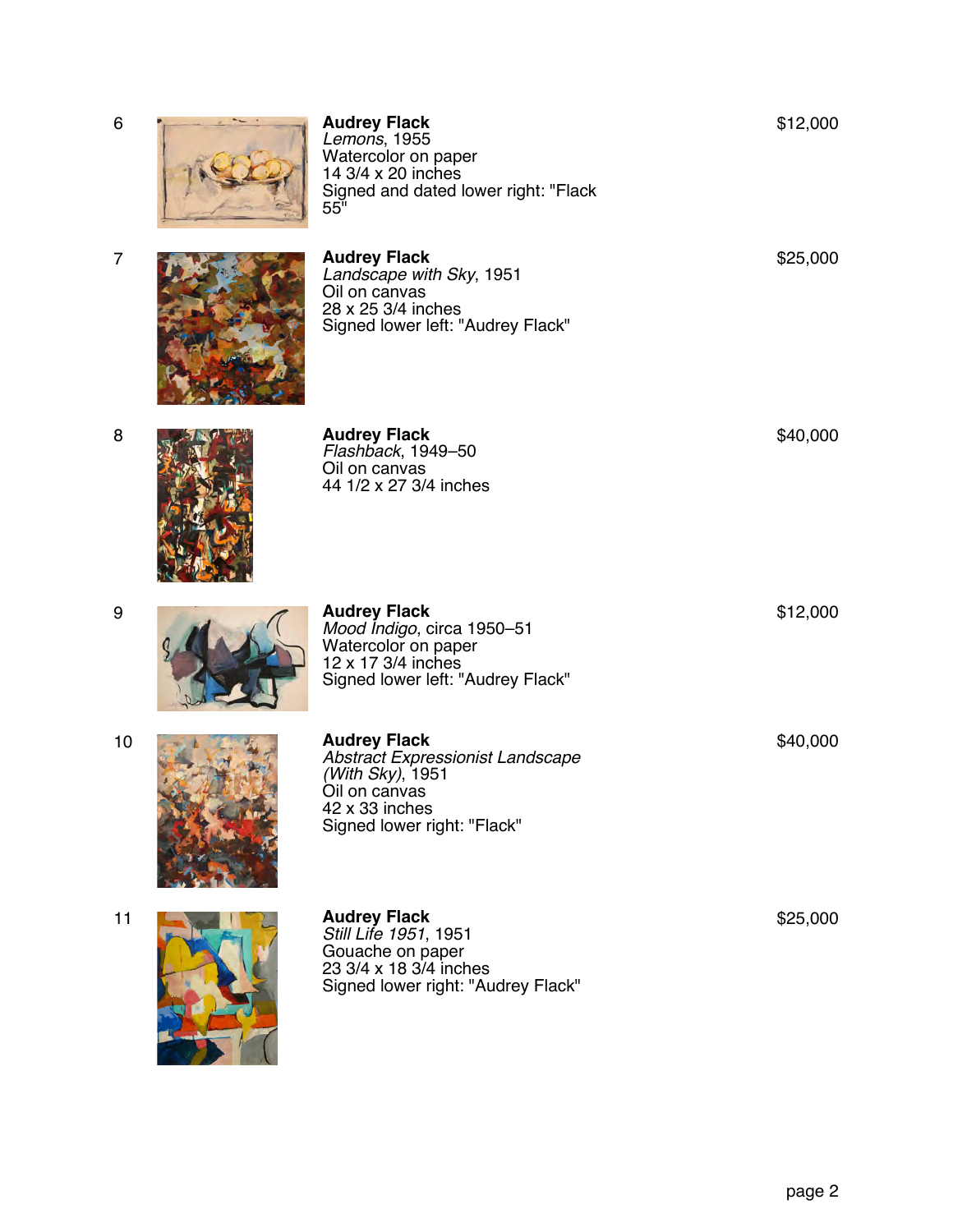6

**Audrey Flack**
*Lemons*, 1955
Watercolor on paper
14 3/4 x 20 inches
Signed and dated lower right: "Flack 55"

$12,000

7

**Audrey Flack**
*Landscape with Sky*, 1951
Oil on canvas
28 x 25 3/4 inches
Signed lower left: "Audrey Flack"

$25,000

8

**Audrey Flack**
*Flashback*, 1949–50
Oil on canvas
44 1/2 x 27 3/4 inches

$40,000

9

**Audrey Flack**
*Mood Indigo*, circa 1950–51
Watercolor on paper
12 x 17 3/4 inches
Signed lower left: "Audrey Flack"

$12,000

10

**Audrey Flack**
*Abstract Expressionist Landscape (With Sky)*, 1951
Oil on canvas
42 x 33 inches
Signed lower right: "Flack"

$40,000

11

**Audrey Flack**
*Still Life 1951*, 1951
Gouache on paper
23 3/4 x 18 3/4 inches
Signed lower right: "Audrey Flack"

$25,000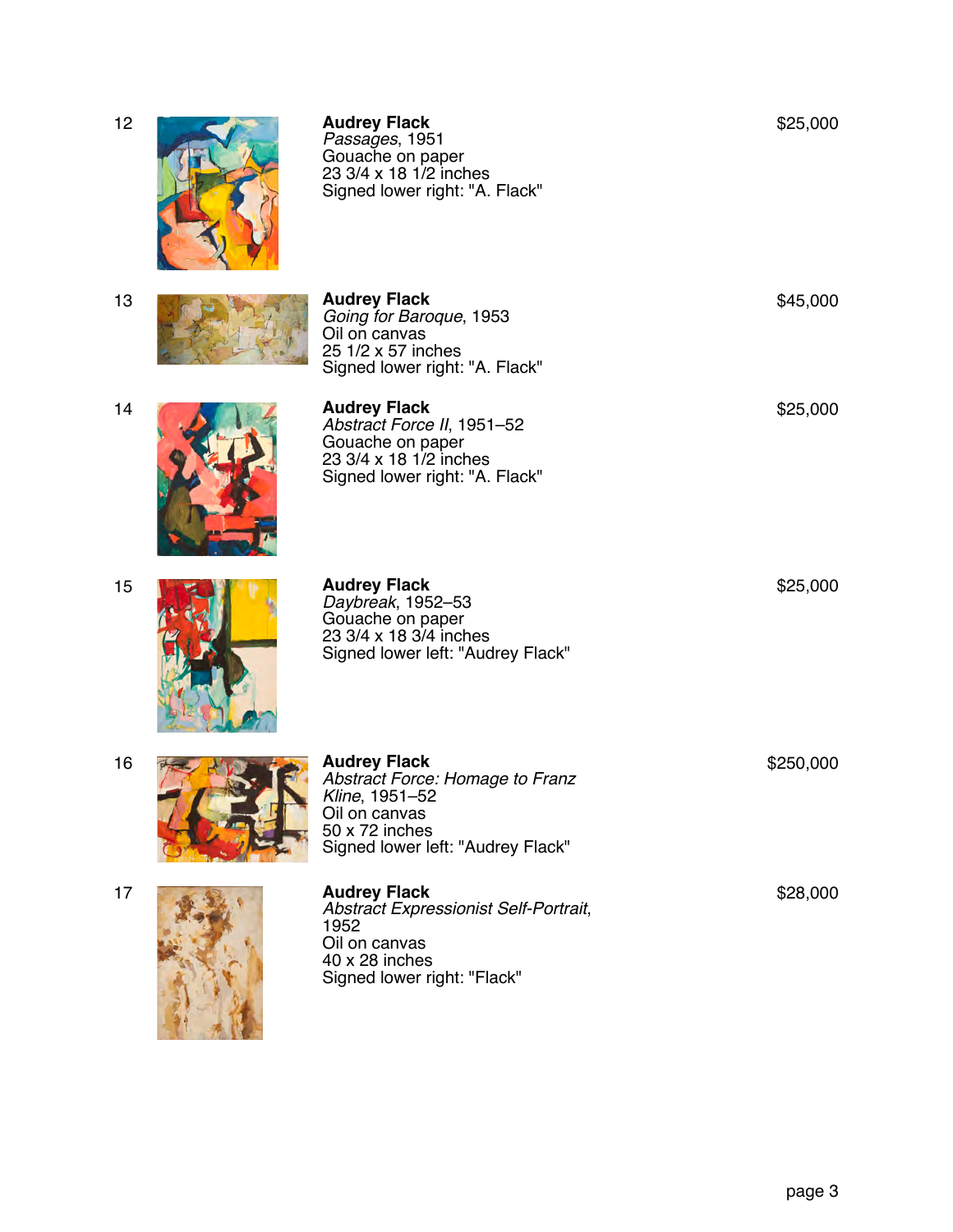12

**Audrey Flack**
*Passages*, 1951
Gouache on paper
23 3/4 x 18 1/2 inches
Signed lower right: "A. Flack"

$25,000

13

**Audrey Flack**
*Going for Baroque*, 1953
Oil on canvas
25 1/2 x 57 inches
Signed lower right: "A. Flack"

$45,000

14

**Audrey Flack**
*Abstract Force II*, 1951–52
Gouache on paper
23 3/4 x 18 1/2 inches
Signed lower right: "A. Flack"

$25,000

15

**Audrey Flack**
*Daybreak*, 1952–53
Gouache on paper
23 3/4 x 18 3/4 inches
Signed lower left: "Audrey Flack"

$25,000

16

**Audrey Flack**
*Abstract Force: Homage to Franz Kline*, 1951–52
Oil on canvas
50 x 72 inches
Signed lower left: "Audrey Flack"

$250,000

17

**Audrey Flack**
*Abstract Expressionist Self-Portrait*, 1952
Oil on canvas
40 x 28 inches
Signed lower right: "Flack"

$28,000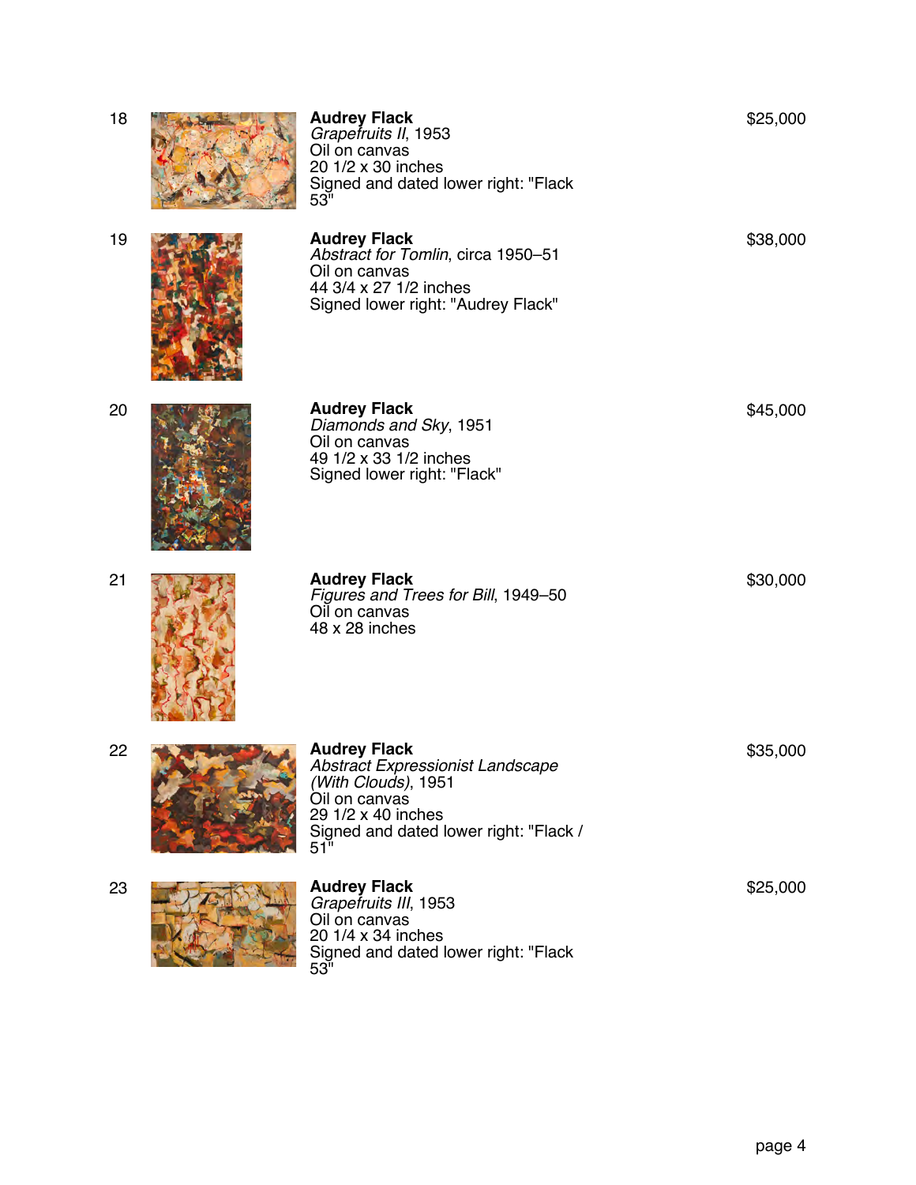18

**Audrey Flack**
*Grapefruits II*, 1953
Oil on canvas
20 1/2 x 30 inches
Signed and dated lower right: "Flack 53"

$25,000

19

**Audrey Flack**
*Abstract for Tomlin*, circa 1950–51
Oil on canvas
44 3/4 x 27 1/2 inches
Signed lower right: "Audrey Flack"

$38,000

20

**Audrey Flack**
*Diamonds and Sky*, 1951
Oil on canvas
49 1/2 x 33 1/2 inches
Signed lower right: "Flack"

$45,000

21

**Audrey Flack**
*Figures and Trees for Bill*, 1949–50
Oil on canvas
48 x 28 inches

$30,000

22

**Audrey Flack**
*Abstract Expressionist Landscape (With Clouds)*, 1951
Oil on canvas
29 1/2 x 40 inches
Signed and dated lower right: "Flack / 51"

$35,000

23

**Audrey Flack**
*Grapefruits III*, 1953
Oil on canvas
20 1/4 x 34 inches
Signed and dated lower right: "Flack 53"

$25,000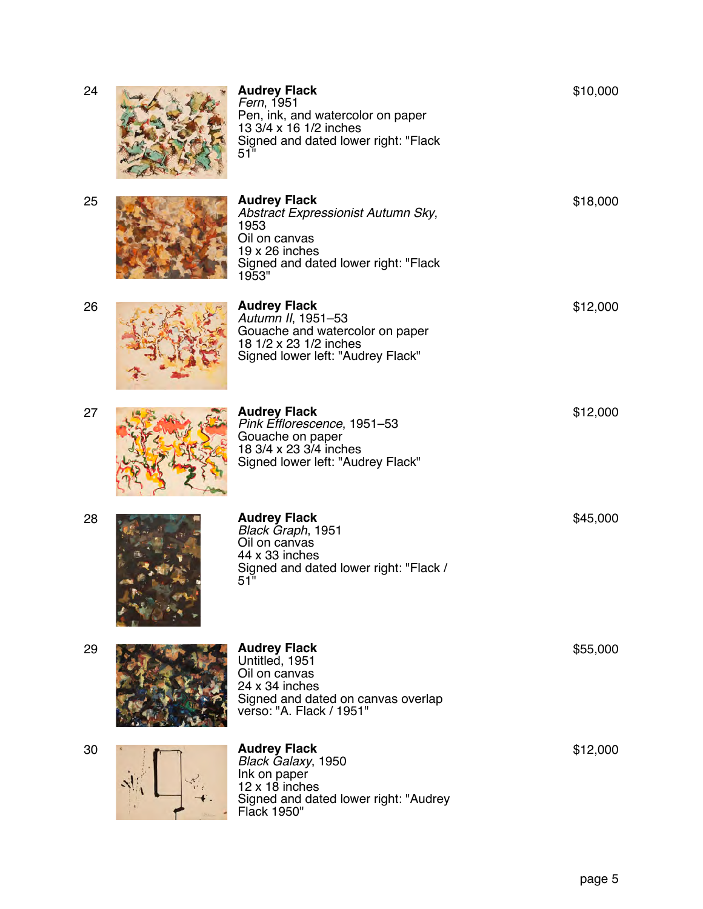24

**Audrey Flack**
*Fern*, 1951
Pen, ink, and watercolor on paper
13 3/4 x 16 1/2 inches
Signed and dated lower right: "Flack 51"

$10,000

25

**Audrey Flack**
*Abstract Expressionist Autumn Sky*, 1953
Oil on canvas
19 x 26 inches
Signed and dated lower right: "Flack 1953"

$18,000

26

**Audrey Flack**
*Autumn II*, 1951–53
Gouache and watercolor on paper
18 1/2 x 23 1/2 inches
Signed lower left: "Audrey Flack"

$12,000

27

**Audrey Flack**
*Pink Efflorescence*, 1951–53
Gouache on paper
18 3/4 x 23 3/4 inches
Signed lower left: "Audrey Flack"

$12,000

28

**Audrey Flack**
*Black Graph*, 1951
Oil on canvas
44 x 33 inches
Signed and dated lower right: "Flack / 51"

$45,000

29

**Audrey Flack**
Untitled, 1951
Oil on canvas
24 x 34 inches
Signed and dated on canvas overlap verso: "A. Flack / 1951"

$55,000

30

**Audrey Flack**
*Black Galaxy*, 1950
Ink on paper
12 x 18 inches
Signed and dated lower right: "Audrey Flack 1950"

$12,000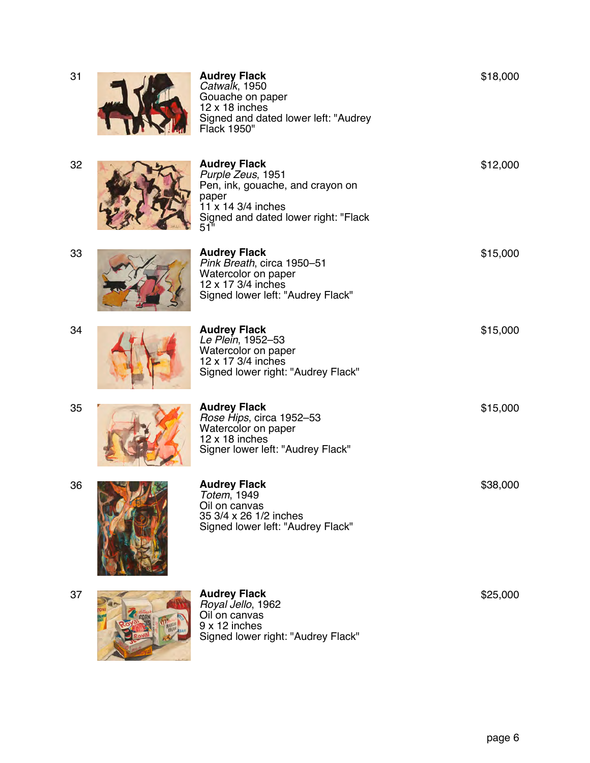31

**Audrey Flack**
*Catwalk*, 1950
Gouache on paper
12 x 18 inches
Signed and dated lower left: "Audrey Flack 1950"

$18,000

32

**Audrey Flack**
*Purple Zeus*, 1951
Pen, ink, gouache, and crayon on paper
11 x 14 3/4 inches
Signed and dated lower right: "Flack 51"

$12,000

33

**Audrey Flack**
*Pink Breath*, circa 1950–51
Watercolor on paper
12 x 17 3/4 inches
Signed lower left: "Audrey Flack"

$15,000

34

**Audrey Flack**
*Le Plein*, 1952–53
Watercolor on paper
12 x 17 3/4 inches
Signed lower right: "Audrey Flack"

$15,000

35

**Audrey Flack**
*Rose Hips*, circa 1952–53
Watercolor on paper
12 x 18 inches
Signer lower left: "Audrey Flack"

$15,000

36

**Audrey Flack**
*Totem*, 1949
Oil on canvas
35 3/4 x 26 1/2 inches
Signed lower left: "Audrey Flack"

$38,000

37

**Audrey Flack**
*Royal Jello*, 1962
Oil on canvas
9 x 12 inches
Signed lower right: "Audrey Flack"

$25,000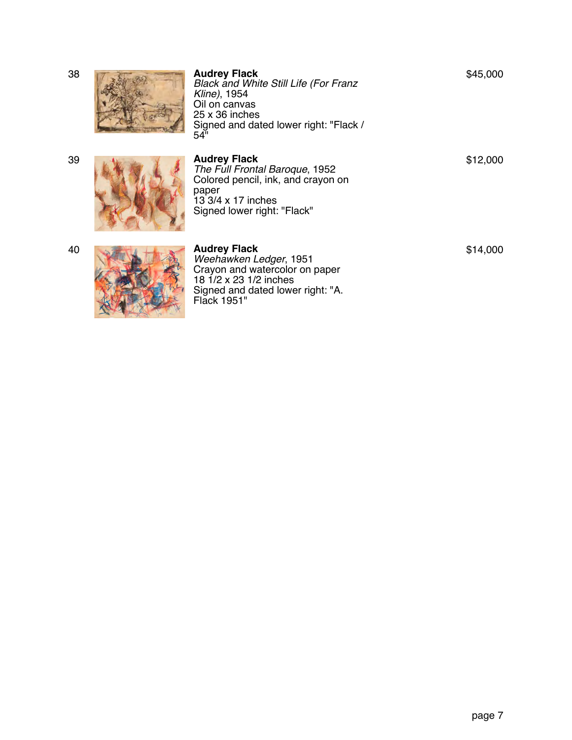38

**Audrey Flack**
*Black and White Still Life (For Franz Kline)*, 1954
Oil on canvas
25 x 36 inches
Signed and dated lower right: "Flack / 54"

$45,000

39

**Audrey Flack**
*The Full Frontal Baroque*, 1952
Colored pencil, ink, and crayon on paper
13 3/4 x 17 inches
Signed lower right: "Flack"

$12,000

40

**Audrey Flack**
*Weehawken Ledger*, 1951
Crayon and watercolor on paper
18 1/2 x 23 1/2 inches
Signed and dated lower right: "A. Flack 1951"

$14,000